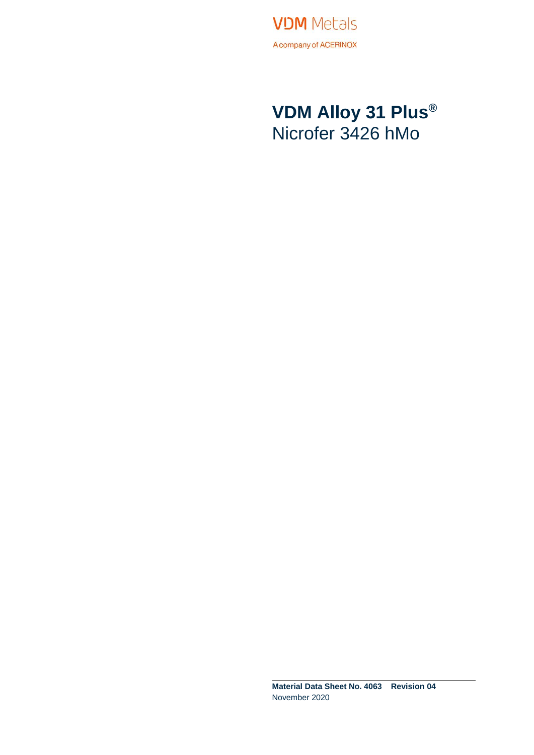VDM Metals

A company of ACERINOX

# VDM Alloy 31 Plus®
Nicrofer 3426 hMo

**Material Data Sheet No. 4063 Revision 04**
November 2020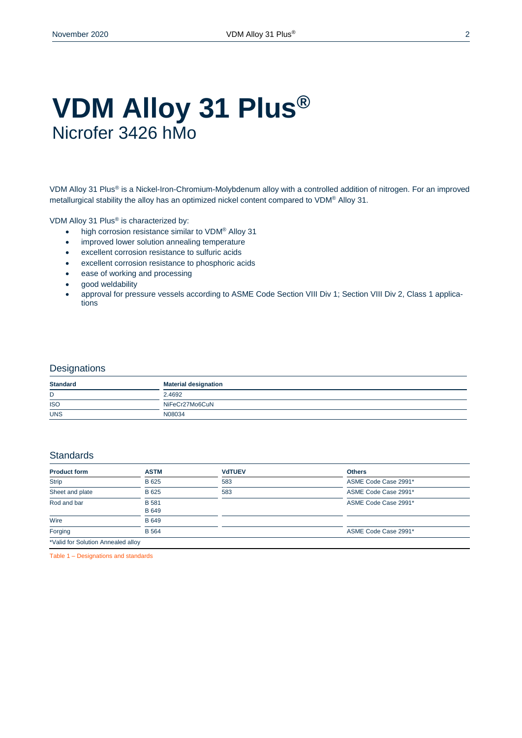# VDM Alloy 31 Plus®

## Nicrofer 3426 hMo

VDM Alloy 31 Plus® is a Nickel-Iron-Chromium-Molybdenum alloy with a controlled addition of nitrogen. For an improved metallurgical stability the alloy has an optimized nickel content compared to VDM® Alloy 31.

VDM Alloy 31 Plus® is characterized by:

- high corrosion resistance similar to VDM® Alloy 31
- improved lower solution annealing temperature
- excellent corrosion resistance to sulfuric acids
- excellent corrosion resistance to phosphoric acids
- ease of working and processing
- good weldability
- approval for pressure vessels according to ASME Code Section VIII Div 1; Section VIII Div 2, Class 1 applications

## Designations

| Standard | Material designation |
|---|---|
| D | 2.4692 |
| ISO | NiFeCr27Mo6CuN |
| UNS | N08034 |

## Standards

| Product form | ASTM | VdTUEV | Others |
|---|---|---|---|
| Strip | B 625 | 583 | ASME Code Case 2991* |
| Sheet and plate | B 625 | 583 | ASME Code Case 2991* |
| Rod and bar | B 581<br>B 649 | | ASME Code Case 2991* |
| Wire | B 649 | | |
| Forging | B 564 | | ASME Code Case 2991* |
| *Valid for Solution Annealed alloy | | | |

Table 1 – Designations and standards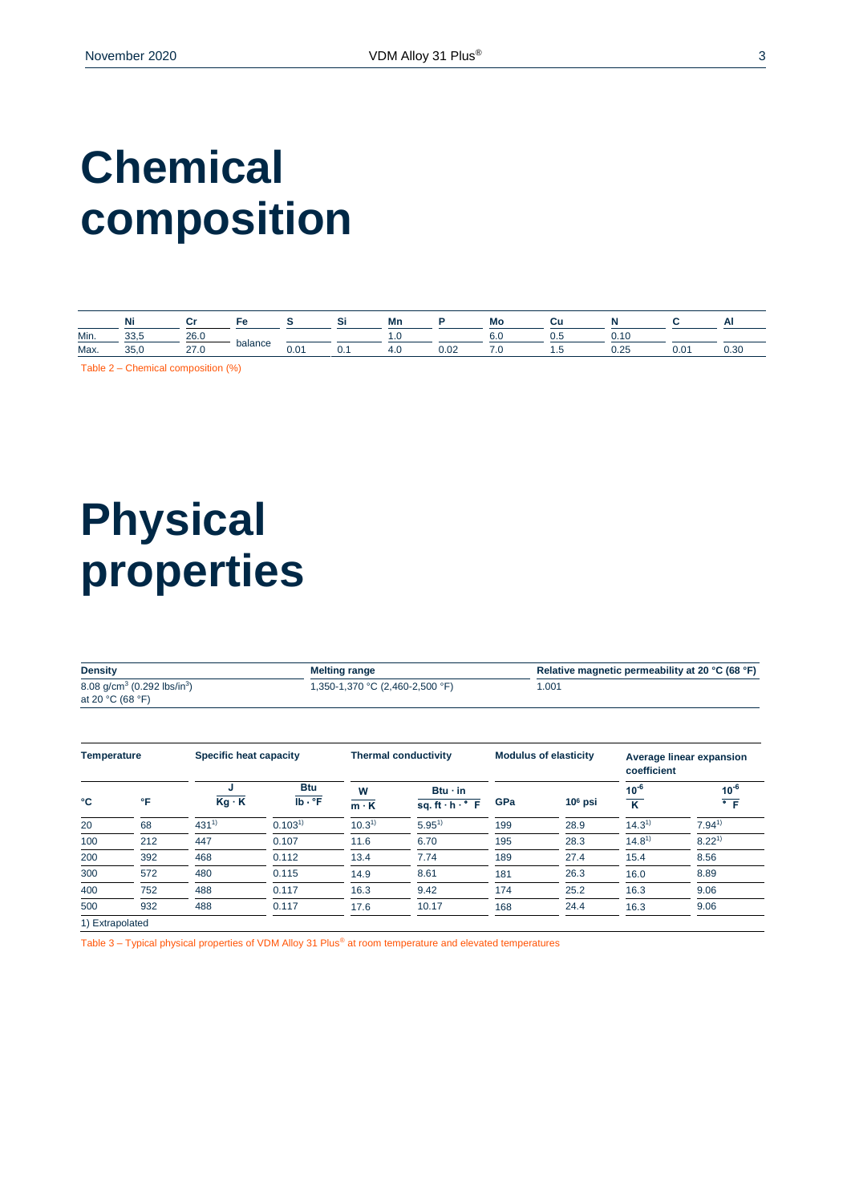# Chemical composition

| | Ni | Cr | Fe | S | Si | Mn | P | Mo | Cu | N | C | Al |
|---|---|---|---|---|---|---|---|---|---|---|---|---|
| Min. | 33,5 | 26.0 | balance | | | 1.0 | | 6.0 | 0.5 | 0.10 | | |
| Max. | 35,0 | 27.0 | | 0.01 | 0.1 | 4.0 | 0.02 | 7.0 | 1.5 | 0.25 | 0.01 | 0.30 |

Table 2 – Chemical composition (%)

# Physical properties

| Density | Melting range | Relative magnetic permeability at 20 °C (68 °F) |
|---|---|---|
| 8.08 g/cm³ (0.292 lbs/in³) at 20 °C (68 °F) | 1,350-1,370 °C (2,460-2,500 °F) | 1.001 |

| Temperature | | Specific heat capacity | | Thermal conductivity | | Modulus of elasticity | | Average linear expansion coefficient | |
|---|---|---|---|---|---|---|---|---|---|
| °C | °F | $\frac{J}{Kg \cdot K}$ | $\frac{Btu}{lb \cdot °F}$ | $\frac{W}{m \cdot K}$ | $\frac{Btu \cdot in}{sq.\ ft \cdot h \cdot °F}$ | GPa | $10^6$ psi | $\frac{10^{-6}}{K}$ | $\frac{10^{-6}}{°F}$ |
| 20 | 68 | 431[1)] | 0.103[1)] | 10.3[1)] | 5.95[1)] | 199 | 28.9 | 14.3[1)] | 7.94[1)] |
| 100 | 212 | 447 | 0.107 | 11.6 | 6.70 | 195 | 28.3 | 14.8[1)] | 8.22[1)] |
| 200 | 392 | 468 | 0.112 | 13.4 | 7.74 | 189 | 27.4 | 15.4 | 8.56 |
| 300 | 572 | 480 | 0.115 | 14.9 | 8.61 | 181 | 26.3 | 16.0 | 8.89 |
| 400 | 752 | 488 | 0.117 | 16.3 | 9.42 | 174 | 25.2 | 16.3 | 9.06 |
| 500 | 932 | 488 | 0.117 | 17.6 | 10.17 | 168 | 24.4 | 16.3 | 9.06 |

1) Extrapolated

Table 3 – Typical physical properties of VDM Alloy 31 Plus® at room temperature and elevated temperatures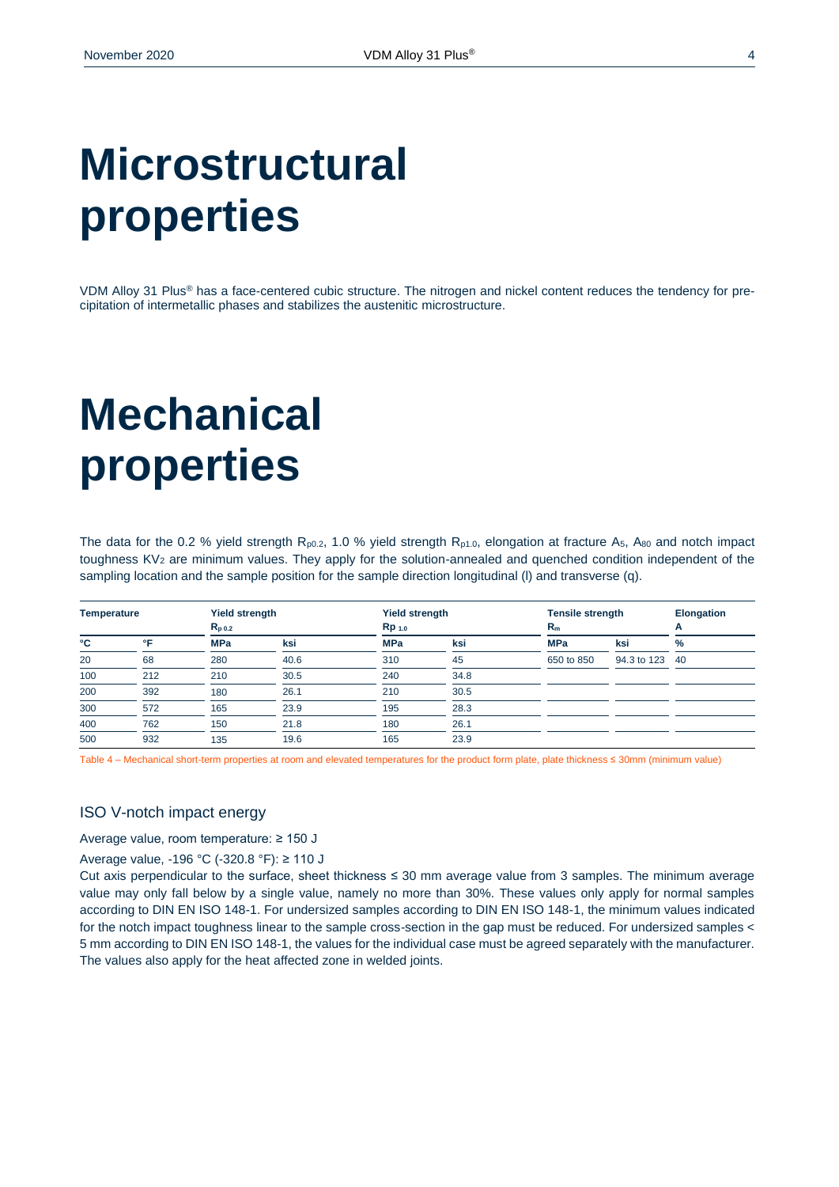# Microstructural properties

VDM Alloy 31 Plus® has a face-centered cubic structure. The nitrogen and nickel content reduces the tendency for precipitation of intermetallic phases and stabilizes the austenitic microstructure.

# Mechanical properties

The data for the 0.2 % yield strength $R_{p0.2}$, 1.0 % yield strength $R_{p1.0}$, elongation at fracture $A_5$, $A_{80}$ and notch impact toughness $KV_2$ are minimum values. They apply for the solution-annealed and quenched condition independent of the sampling location and the sample position for the sample direction longitudinal (l) and transverse (q).

| Temperature | | Yield strength $R_{p\,0.2}$ | | Yield strength $Rp_{\,1.0}$ | | Tensile strength $R_m$ | | Elongation A |
|---|---|---|---|---|---|---|---|---|
| °C | °F | MPa | ksi | MPa | ksi | MPa | ksi | % |
| 20 | 68 | 280 | 40.6 | 310 | 45 | 650 to 850 | 94.3 to 123 | 40 |
| 100 | 212 | 210 | 30.5 | 240 | 34.8 | | | |
| 200 | 392 | 180 | 26.1 | 210 | 30.5 | | | |
| 300 | 572 | 165 | 23.9 | 195 | 28.3 | | | |
| 400 | 762 | 150 | 21.8 | 180 | 26.1 | | | |
| 500 | 932 | 135 | 19.6 | 165 | 23.9 | | | |

Table 4 – Mechanical short-term properties at room and elevated temperatures for the product form plate, plate thickness ≤ 30mm (minimum value)

## ISO V-notch impact energy

Average value, room temperature: ≥ 150 J

Average value, -196 °C (-320.8 °F): ≥ 110 J

Cut axis perpendicular to the surface, sheet thickness ≤ 30 mm average value from 3 samples. The minimum average value may only fall below by a single value, namely no more than 30%. These values only apply for normal samples according to DIN EN ISO 148-1. For undersized samples according to DIN EN ISO 148-1, the minimum values indicated for the notch impact toughness linear to the sample cross-section in the gap must be reduced. For undersized samples < 5 mm according to DIN EN ISO 148-1, the values for the individual case must be agreed separately with the manufacturer. The values also apply for the heat affected zone in welded joints.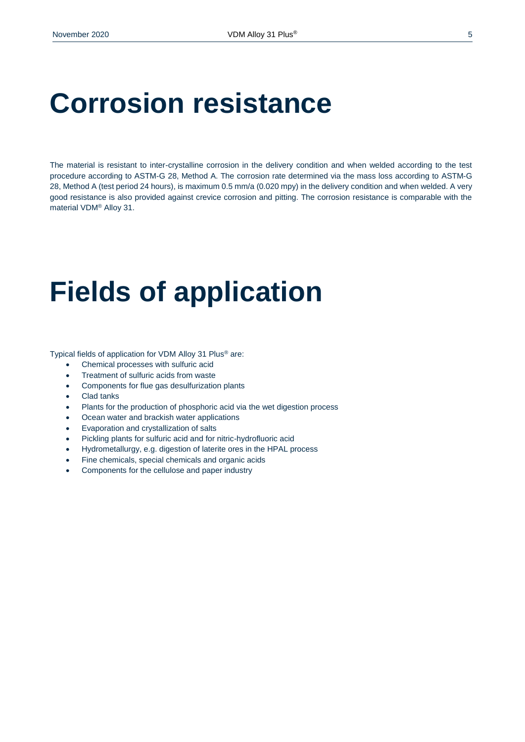# Corrosion resistance

The material is resistant to inter-crystalline corrosion in the delivery condition and when welded according to the test procedure according to ASTM-G 28, Method A. The corrosion rate determined via the mass loss according to ASTM-G 28, Method A (test period 24 hours), is maximum 0.5 mm/a (0.020 mpy) in the delivery condition and when welded. A very good resistance is also provided against crevice corrosion and pitting. The corrosion resistance is comparable with the material VDM® Alloy 31.

# Fields of application

Typical fields of application for VDM Alloy 31 Plus® are:

- Chemical processes with sulfuric acid
- Treatment of sulfuric acids from waste
- Components for flue gas desulfurization plants
- Clad tanks
- Plants for the production of phosphoric acid via the wet digestion process
- Ocean water and brackish water applications
- Evaporation and crystallization of salts
- Pickling plants for sulfuric acid and for nitric-hydrofluoric acid
- Hydrometallurgy, e.g. digestion of laterite ores in the HPAL process
- Fine chemicals, special chemicals and organic acids
- Components for the cellulose and paper industry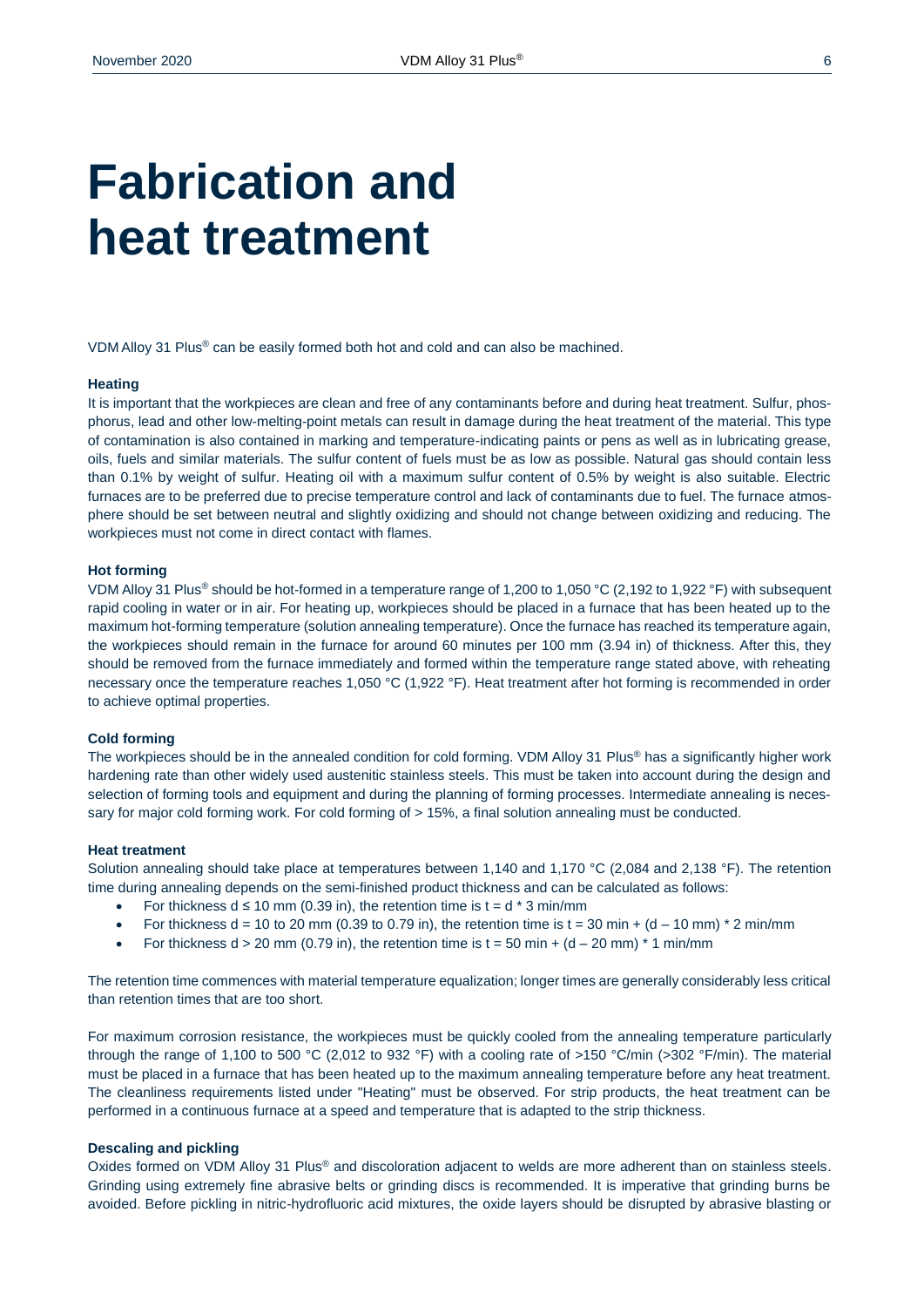# Fabrication and heat treatment

VDM Alloy 31 Plus® can be easily formed both hot and cold and can also be machined.

**Heating**

It is important that the workpieces are clean and free of any contaminants before and during heat treatment. Sulfur, phosphorus, lead and other low-melting-point metals can result in damage during the heat treatment of the material. This type of contamination is also contained in marking and temperature-indicating paints or pens as well as in lubricating grease, oils, fuels and similar materials. The sulfur content of fuels must be as low as possible. Natural gas should contain less than 0.1% by weight of sulfur. Heating oil with a maximum sulfur content of 0.5% by weight is also suitable. Electric furnaces are to be preferred due to precise temperature control and lack of contaminants due to fuel. The furnace atmosphere should be set between neutral and slightly oxidizing and should not change between oxidizing and reducing. The workpieces must not come in direct contact with flames.

**Hot forming**

VDM Alloy 31 Plus® should be hot-formed in a temperature range of 1,200 to 1,050 °C (2,192 to 1,922 °F) with subsequent rapid cooling in water or in air. For heating up, workpieces should be placed in a furnace that has been heated up to the maximum hot-forming temperature (solution annealing temperature). Once the furnace has reached its temperature again, the workpieces should remain in the furnace for around 60 minutes per 100 mm (3.94 in) of thickness. After this, they should be removed from the furnace immediately and formed within the temperature range stated above, with reheating necessary once the temperature reaches 1,050 °C (1,922 °F). Heat treatment after hot forming is recommended in order to achieve optimal properties.

**Cold forming**

The workpieces should be in the annealed condition for cold forming. VDM Alloy 31 Plus® has a significantly higher work hardening rate than other widely used austenitic stainless steels. This must be taken into account during the design and selection of forming tools and equipment and during the planning of forming processes. Intermediate annealing is necessary for major cold forming work. For cold forming of > 15%, a final solution annealing must be conducted.

**Heat treatment**

Solution annealing should take place at temperatures between 1,140 and 1,170 °C (2,084 and 2,138 °F). The retention time during annealing depends on the semi-finished product thickness and can be calculated as follows:

- For thickness $d \leq 10$ mm (0.39 in), the retention time is $t = d * 3$ min/mm
- For thickness $d = 10$ to 20 mm (0.39 to 0.79 in), the retention time is $t = 30 \text{ min} + (d – 10 \text{ mm}) * 2$ min/mm
- For thickness $d > 20$ mm (0.79 in), the retention time is $t = 50 \text{ min} + (d – 20 \text{ mm}) * 1$ min/mm

The retention time commences with material temperature equalization; longer times are generally considerably less critical than retention times that are too short.

For maximum corrosion resistance, the workpieces must be quickly cooled from the annealing temperature particularly through the range of 1,100 to 500 °C (2,012 to 932 °F) with a cooling rate of >150 °C/min (>302 °F/min). The material must be placed in a furnace that has been heated up to the maximum annealing temperature before any heat treatment. The cleanliness requirements listed under "Heating" must be observed. For strip products, the heat treatment can be performed in a continuous furnace at a speed and temperature that is adapted to the strip thickness.

**Descaling and pickling**

Oxides formed on VDM Alloy 31 Plus® and discoloration adjacent to welds are more adherent than on stainless steels. Grinding using extremely fine abrasive belts or grinding discs is recommended. It is imperative that grinding burns be avoided. Before pickling in nitric-hydrofluoric acid mixtures, the oxide layers should be disrupted by abrasive blasting or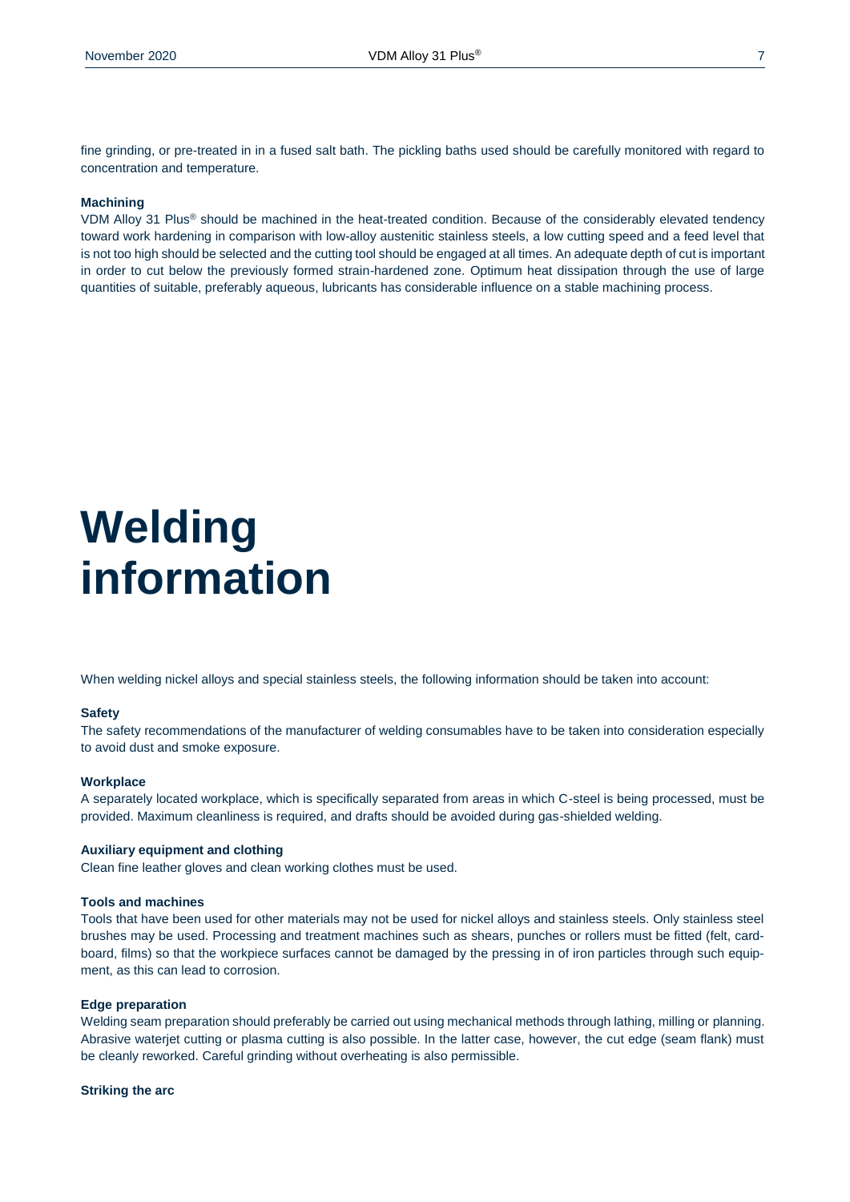fine grinding, or pre-treated in in a fused salt bath. The pickling baths used should be carefully monitored with regard to concentration and temperature.

**Machining**

VDM Alloy 31 Plus® should be machined in the heat-treated condition. Because of the considerably elevated tendency toward work hardening in comparison with low-alloy austenitic stainless steels, a low cutting speed and a feed level that is not too high should be selected and the cutting tool should be engaged at all times. An adequate depth of cut is important in order to cut below the previously formed strain-hardened zone. Optimum heat dissipation through the use of large quantities of suitable, preferably aqueous, lubricants has considerable influence on a stable machining process.

# Welding information

When welding nickel alloys and special stainless steels, the following information should be taken into account:

**Safety**

The safety recommendations of the manufacturer of welding consumables have to be taken into consideration especially to avoid dust and smoke exposure.

**Workplace**

A separately located workplace, which is specifically separated from areas in which C-steel is being processed, must be provided. Maximum cleanliness is required, and drafts should be avoided during gas-shielded welding.

**Auxiliary equipment and clothing**

Clean fine leather gloves and clean working clothes must be used.

**Tools and machines**

Tools that have been used for other materials may not be used for nickel alloys and stainless steels. Only stainless steel brushes may be used. Processing and treatment machines such as shears, punches or rollers must be fitted (felt, cardboard, films) so that the workpiece surfaces cannot be damaged by the pressing in of iron particles through such equipment, as this can lead to corrosion.

**Edge preparation**

Welding seam preparation should preferably be carried out using mechanical methods through lathing, milling or planning. Abrasive waterjet cutting or plasma cutting is also possible. In the latter case, however, the cut edge (seam flank) must be cleanly reworked. Careful grinding without overheating is also permissible.

**Striking the arc**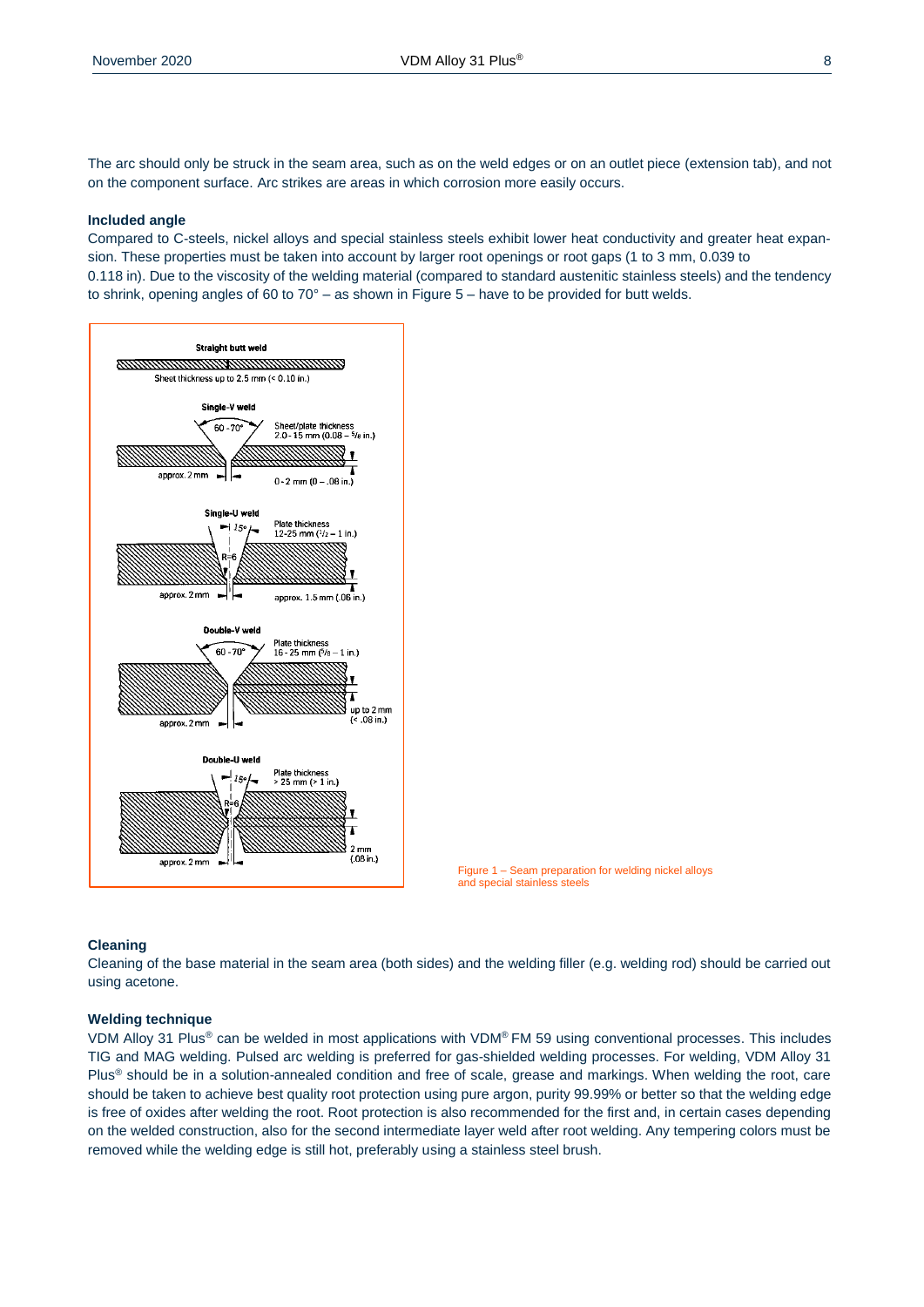The arc should only be struck in the seam area, such as on the weld edges or on an outlet piece (extension tab), and not on the component surface. Arc strikes are areas in which corrosion more easily occurs.

### Included angle

Compared to C-steels, nickel alloys and special stainless steels exhibit lower heat conductivity and greater heat expansion. These properties must be taken into account by larger root openings or root gaps (1 to 3 mm, 0.039 to 0.118 in). Due to the viscosity of the welding material (compared to standard austenitic stainless steels) and the tendency to shrink, opening angles of 60 to 70° – as shown in Figure 5 – have to be provided for butt welds.

**Straight butt weld**
Sheet thickness up to 2.5 mm (< 0.10 in.)

**Single-V weld**
60 - 70°
Sheet/plate thickness 2.0 - 15 mm (0.08 – 5/8 in.)
approx. 2 mm
0 - 2 mm (0 – .08 in.)

**Single-U weld**
15°
R=6
Plate thickness 12-25 mm (1/2 – 1 in.)
approx. 2 mm
approx. 1.5 mm (.06 in.)

**Double-V weld**
60 - 70°
Plate thickness 16 - 25 mm (5/8 – 1 in.)
approx. 2 mm
up to 2 mm (< .08 in.)

**Double-U weld**
15°
R=6
Plate thickness > 25 mm (> 1 in.)
approx. 2 mm
2 mm (.08 in.)

Figure 1 – Seam preparation for welding nickel alloys and special stainless steels

### Cleaning

Cleaning of the base material in the seam area (both sides) and the welding filler (e.g. welding rod) should be carried out using acetone.

### Welding technique

VDM Alloy 31 Plus® can be welded in most applications with VDM® FM 59 using conventional processes. This includes TIG and MAG welding. Pulsed arc welding is preferred for gas-shielded welding processes. For welding, VDM Alloy 31 Plus® should be in a solution-annealed condition and free of scale, grease and markings. When welding the root, care should be taken to achieve best quality root protection using pure argon, purity 99.99% or better so that the welding edge is free of oxides after welding the root. Root protection is also recommended for the first and, in certain cases depending on the welded construction, also for the second intermediate layer weld after root welding. Any tempering colors must be removed while the welding edge is still hot, preferably using a stainless steel brush.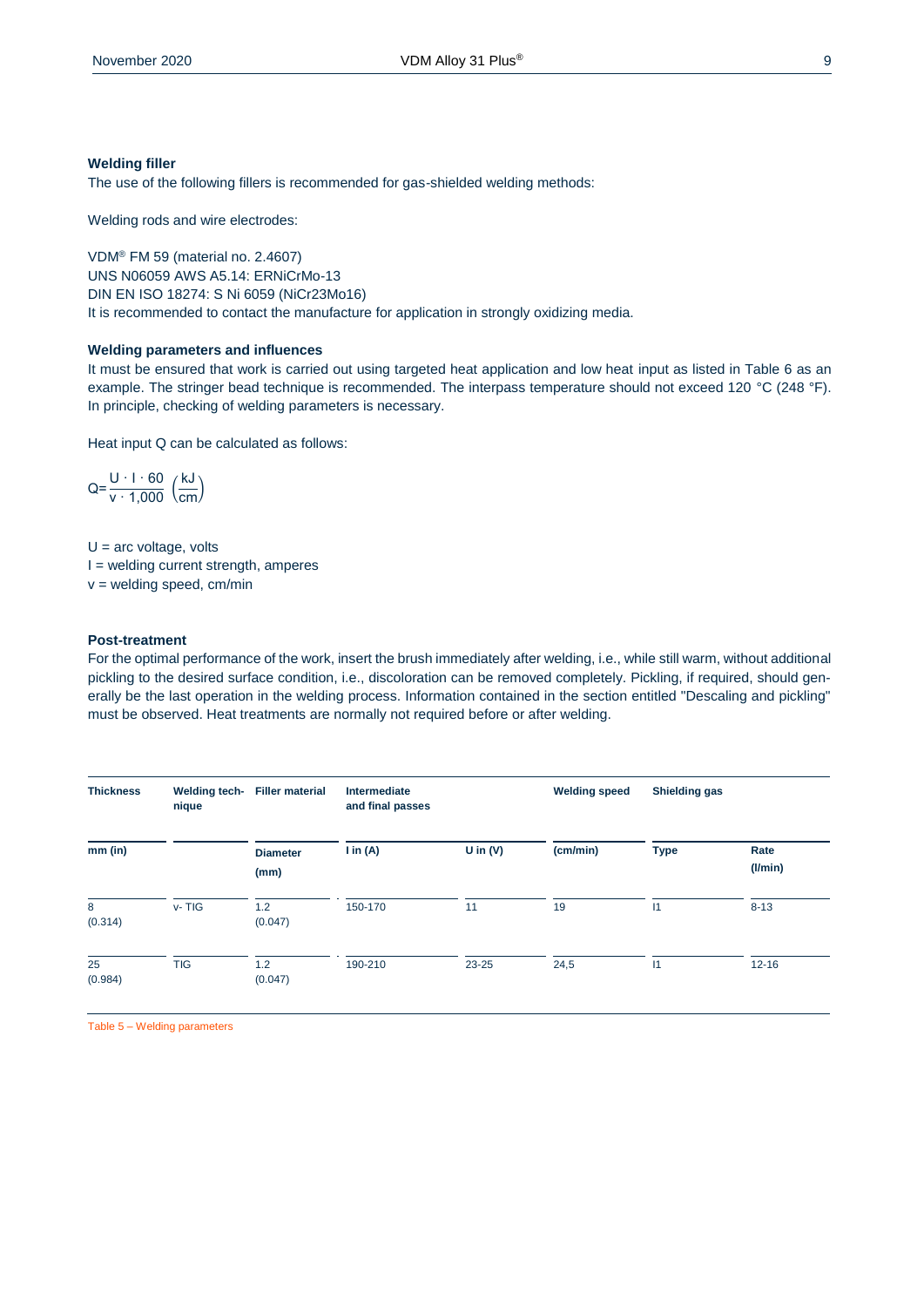### Welding filler

The use of the following fillers is recommended for gas-shielded welding methods:

Welding rods and wire electrodes:

VDM® FM 59 (material no. 2.4607)
UNS N06059 AWS A5.14: ERNiCrMo-13
DIN EN ISO 18274: S Ni 6059 (NiCr23Mo16)
It is recommended to contact the manufacture for application in strongly oxidizing media.

### Welding parameters and influences

It must be ensured that work is carried out using targeted heat application and low heat input as listed in Table 6 as an example. The stringer bead technique is recommended. The interpass temperature should not exceed 120 °C (248 °F). In principle, checking of welding parameters is necessary.

Heat input Q can be calculated as follows:

$$Q = \frac{U \cdot I \cdot 60}{v \cdot 1{,}000} \left(\frac{kJ}{cm}\right)$$

U = arc voltage, volts
I = welding current strength, amperes
v = welding speed, cm/min

### Post-treatment

For the optimal performance of the work, insert the brush immediately after welding, i.e., while still warm, without additional pickling to the desired surface condition, i.e., discoloration can be removed completely. Pickling, if required, should generally be the last operation in the welding process. Information contained in the section entitled "Descaling and pickling" must be observed. Heat treatments are normally not required before or after welding.

| **Thickness** | **Welding technique** | **Filler material** | **Intermediate and final passes** | | **Welding speed** | **Shielding gas** | |
|---|---|---|---|---|---|---|---|
| **mm (in)** | | **Diameter (mm)** | **I in (A)** | **U in (V)** | **(cm/min)** | **Type** | **Rate (l/min)** |
| 8 (0.314) | v- TIG | 1.2 (0.047) | 150-170 | 11 | 19 | I1 | 8-13 |
| 25 (0.984) | TIG | 1.2 (0.047) | 190-210 | 23-25 | 24,5 | I1 | 12-16 |

Table 5 – Welding parameters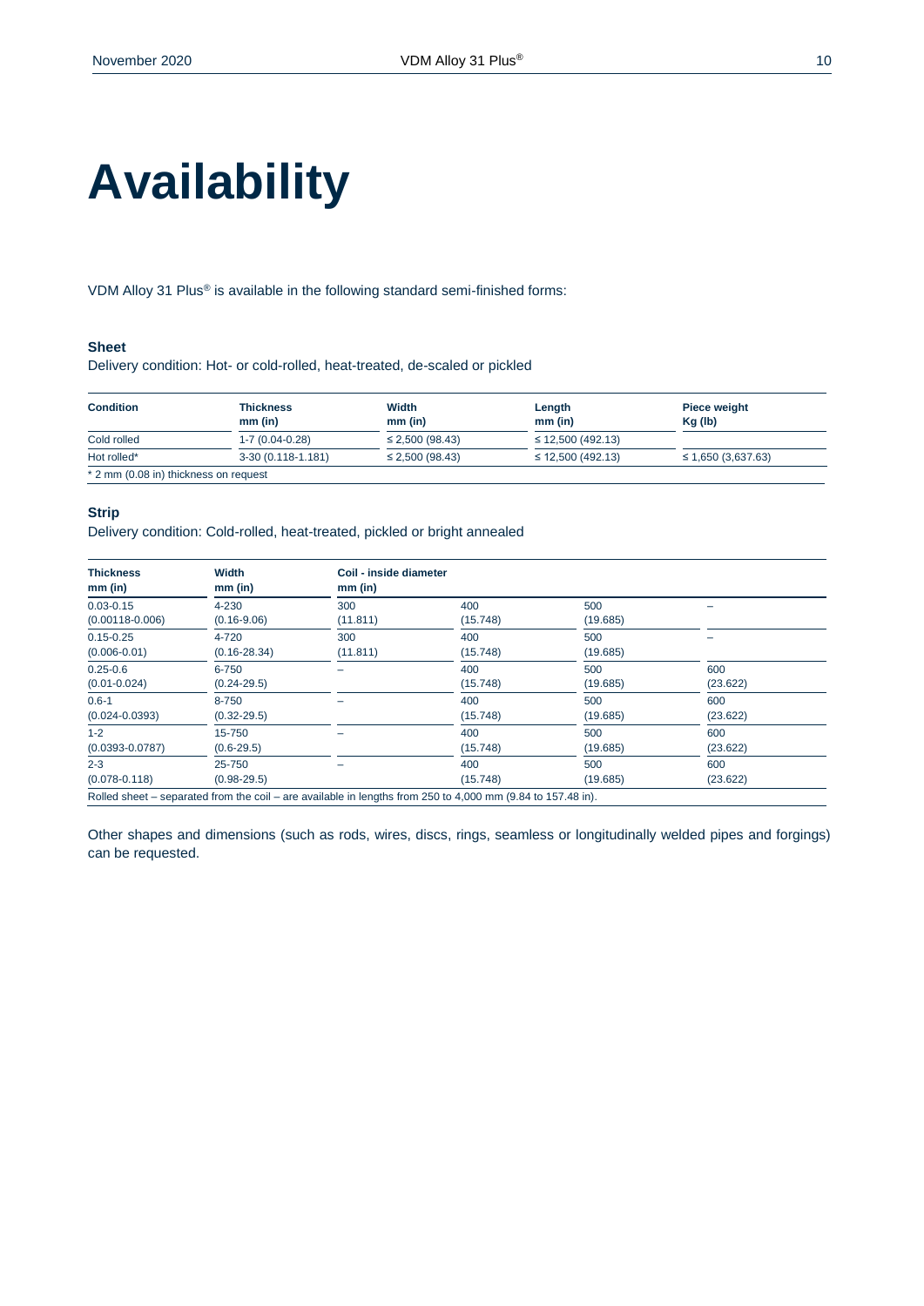# Availability

VDM Alloy 31 Plus® is available in the following standard semi-finished forms:

### Sheet

Delivery condition: Hot- or cold-rolled, heat-treated, de-scaled or pickled

| Condition | Thickness mm (in) | Width mm (in) | Length mm (in) | Piece weight Kg (lb) |
|---|---|---|---|---|
| Cold rolled | 1-7 (0.04-0.28) | ≤ 2,500 (98.43) | ≤ 12,500 (492.13) | |
| Hot rolled* | 3-30 (0.118-1.181) | ≤ 2,500 (98.43) | ≤ 12,500 (492.13) | ≤ 1,650 (3,637.63) |

* 2 mm (0.08 in) thickness on request

### Strip

Delivery condition: Cold-rolled, heat-treated, pickled or bright annealed

| Thickness mm (in) | Width mm (in) | Coil - inside diameter mm (in) | | | |
|---|---|---|---|---|---|
| 0.03-0.15 (0.00118-0.006) | 4-230 (0.16-9.06) | 300 (11.811) | 400 (15.748) | 500 (19.685) | – |
| 0.15-0.25 (0.006-0.01) | 4-720 (0.16-28.34) | 300 (11.811) | 400 (15.748) | 500 (19.685) | – |
| 0.25-0.6 (0.01-0.024) | 6-750 (0.24-29.5) | – | 400 (15.748) | 500 (19.685) | 600 (23.622) |
| 0.6-1 (0.024-0.0393) | 8-750 (0.32-29.5) | – | 400 (15.748) | 500 (19.685) | 600 (23.622) |
| 1-2 (0.0393-0.0787) | 15-750 (0.6-29.5) | – | 400 (15.748) | 500 (19.685) | 600 (23.622) |
| 2-3 (0.078-0.118) | 25-750 (0.98-29.5) | – | 400 (15.748) | 500 (19.685) | 600 (23.622) |

Rolled sheet – separated from the coil – are available in lengths from 250 to 4,000 mm (9.84 to 157.48 in).

Other shapes and dimensions (such as rods, wires, discs, rings, seamless or longitudinally welded pipes and forgings) can be requested.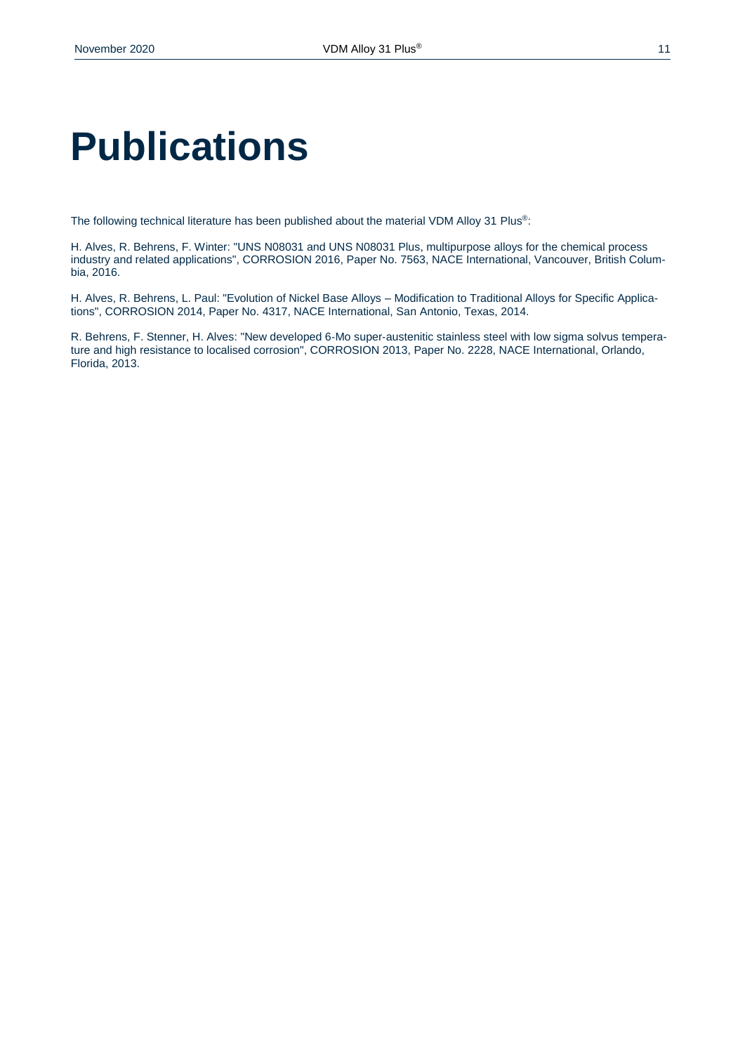# Publications

The following technical literature has been published about the material VDM Alloy 31 Plus®:

H. Alves, R. Behrens, F. Winter: "UNS N08031 and UNS N08031 Plus, multipurpose alloys for the chemical process industry and related applications", CORROSION 2016, Paper No. 7563, NACE International, Vancouver, British Columbia, 2016.

H. Alves, R. Behrens, L. Paul: "Evolution of Nickel Base Alloys – Modification to Traditional Alloys for Specific Applications", CORROSION 2014, Paper No. 4317, NACE International, San Antonio, Texas, 2014.

R. Behrens, F. Stenner, H. Alves: "New developed 6-Mo super-austenitic stainless steel with low sigma solvus temperature and high resistance to localised corrosion", CORROSION 2013, Paper No. 2228, NACE International, Orlando, Florida, 2013.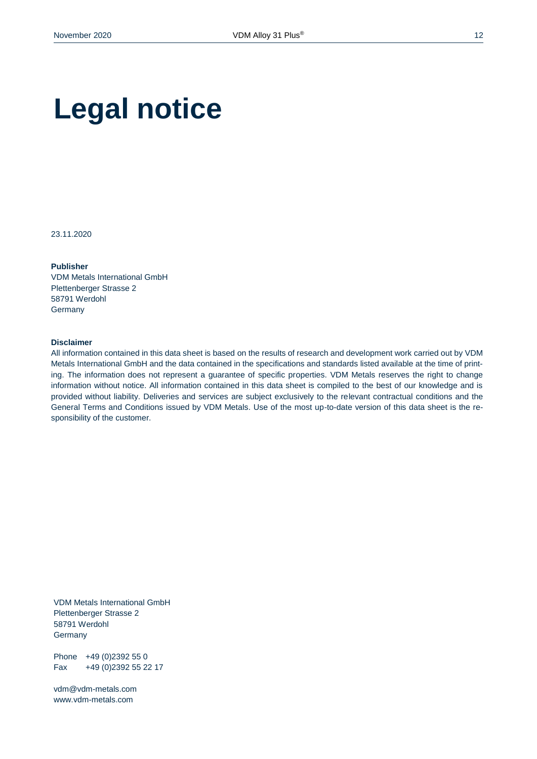# Legal notice

23.11.2020

**Publisher**
VDM Metals International GmbH
Plettenberger Strasse 2
58791 Werdohl
Germany

**Disclaimer**
All information contained in this data sheet is based on the results of research and development work carried out by VDM Metals International GmbH and the data contained in the specifications and standards listed available at the time of printing. The information does not represent a guarantee of specific properties. VDM Metals reserves the right to change information without notice. All information contained in this data sheet is compiled to the best of our knowledge and is provided without liability. Deliveries and services are subject exclusively to the relevant contractual conditions and the General Terms and Conditions issued by VDM Metals. Use of the most up-to-date version of this data sheet is the responsibility of the customer.

VDM Metals International GmbH
Plettenberger Strasse 2
58791 Werdohl
Germany

Phone +49 (0)2392 55 0
Fax +49 (0)2392 55 22 17

vdm@vdm-metals.com
www.vdm-metals.com